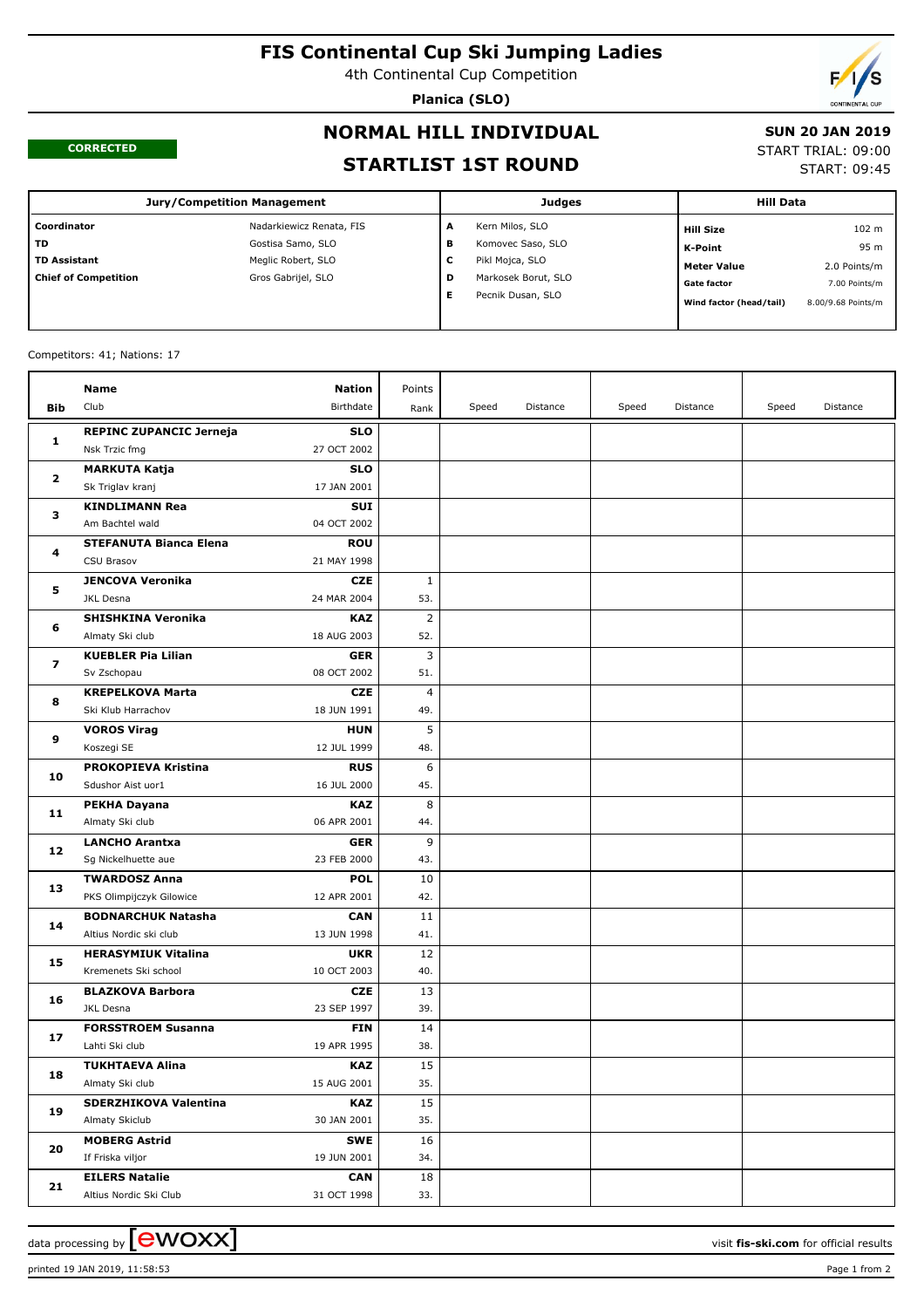# FIS Continental Cup Ski Jumping Ladies

4th Continental Cup Competition

**Planica (SLO)**

**CORRECTED**

## NORMAL HILL INDIVIDUAL

## STARTLIST 1ST ROUND

**SUN 20 JAN 2019**

START TRIAL: 09:00

START: 09:45

| Jury/Competition Management | | Judges | | Hill Data | |
|---|---|---|---|---|---|
| **Coordinator** | Nadarkiewicz Renata, FIS | **A** | Kern Milos, SLO | **Hill Size** | 102 m |
| **TD** | Gostisa Samo, SLO | **B** | Komovec Saso, SLO | **K-Point** | 95 m |
| **TD Assistant** | Meglic Robert, SLO | **C** | Pikl Mojca, SLO | **Meter Value** | 2.0 Points/m |
| **Chief of Competition** | Gros Gabrijel, SLO | **D** | Markosek Borut, SLO | **Gate factor** | 7.00 Points/m |
| | | **E** | Pecnik Dusan, SLO | **Wind factor (head/tail)** | 8.00/9.68 Points/m |

Competitors: 41; Nations: 17

| Bib | Name / Club | Nation / Birthdate | Points / Rank | Speed | Distance | Speed | Distance | Speed | Distance |
|---|---|---|---|---|---|---|---|---|---|
| 1 | **REPINC ZUPANCIC Jerneja**<br>Nsk Trzic fmg | **SLO**<br>27 OCT 2002 | | | | | | | |
| 2 | **MARKUTA Katja**<br>Sk Triglav kranj | **SLO**<br>17 JAN 2001 | | | | | | | |
| 3 | **KINDLIMANN Rea**<br>Am Bachtel wald | **SUI**<br>04 OCT 2002 | | | | | | | |
| 4 | **STEFANUTA Bianca Elena**<br>CSU Brasov | **ROU**<br>21 MAY 1998 | | | | | | | |
| 5 | **JENCOVA Veronika**<br>JKL Desna | **CZE**<br>24 MAR 2004 | 1<br>53. | | | | | | |
| 6 | **SHISHKINA Veronika**<br>Almaty Ski club | **KAZ**<br>18 AUG 2003 | 2<br>52. | | | | | | |
| 7 | **KUEBLER Pia Lilian**<br>Sv Zschopau | **GER**<br>08 OCT 2002 | 3<br>51. | | | | | | |
| 8 | **KREPELKOVA Marta**<br>Ski Klub Harrachov | **CZE**<br>18 JUN 1991 | 4<br>49. | | | | | | |
| 9 | **VOROS Virag**<br>Koszegi SE | **HUN**<br>12 JUL 1999 | 5<br>48. | | | | | | |
| 10 | **PROKOPIEVA Kristina**<br>Sdushor Aist uor1 | **RUS**<br>16 JUL 2000 | 6<br>45. | | | | | | |
| 11 | **PEKHA Dayana**<br>Almaty Ski club | **KAZ**<br>06 APR 2001 | 8<br>44. | | | | | | |
| 12 | **LANCHO Arantxa**<br>Sg Nickelhuette aue | **GER**<br>23 FEB 2000 | 9<br>43. | | | | | | |
| 13 | **TWARDOSZ Anna**<br>PKS Olimpijczyk Gilowice | **POL**<br>12 APR 2001 | 10<br>42. | | | | | | |
| 14 | **BODNARCHUK Natasha**<br>Altius Nordic ski club | **CAN**<br>13 JUN 1998 | 11<br>41. | | | | | | |
| 15 | **HERASYMIUK Vitalina**<br>Kremenets Ski school | **UKR**<br>10 OCT 2003 | 12<br>40. | | | | | | |
| 16 | **BLAZKOVA Barbora**<br>JKL Desna | **CZE**<br>23 SEP 1997 | 13<br>39. | | | | | | |
| 17 | **FORSSTROEM Susanna**<br>Lahti Ski club | **FIN**<br>19 APR 1995 | 14<br>38. | | | | | | |
| 18 | **TUKHTAEVA Alina**<br>Almaty Ski club | **KAZ**<br>15 AUG 2001 | 15<br>35. | | | | | | |
| 19 | **SDERZHIKOVA Valentina**<br>Almaty Skiclub | **KAZ**<br>30 JAN 2001 | 15<br>35. | | | | | | |
| 20 | **MOBERG Astrid**<br>If Friska viljor | **SWE**<br>19 JUN 2001 | 16<br>34. | | | | | | |
| 21 | **EILERS Natalie**<br>Altius Nordic Ski Club | **CAN**<br>31 OCT 1998 | 18<br>33. | | | | | | |

data processing by ewoxx — visit **fis-ski.com** for official results

printed 19 JAN 2019, 11:58:53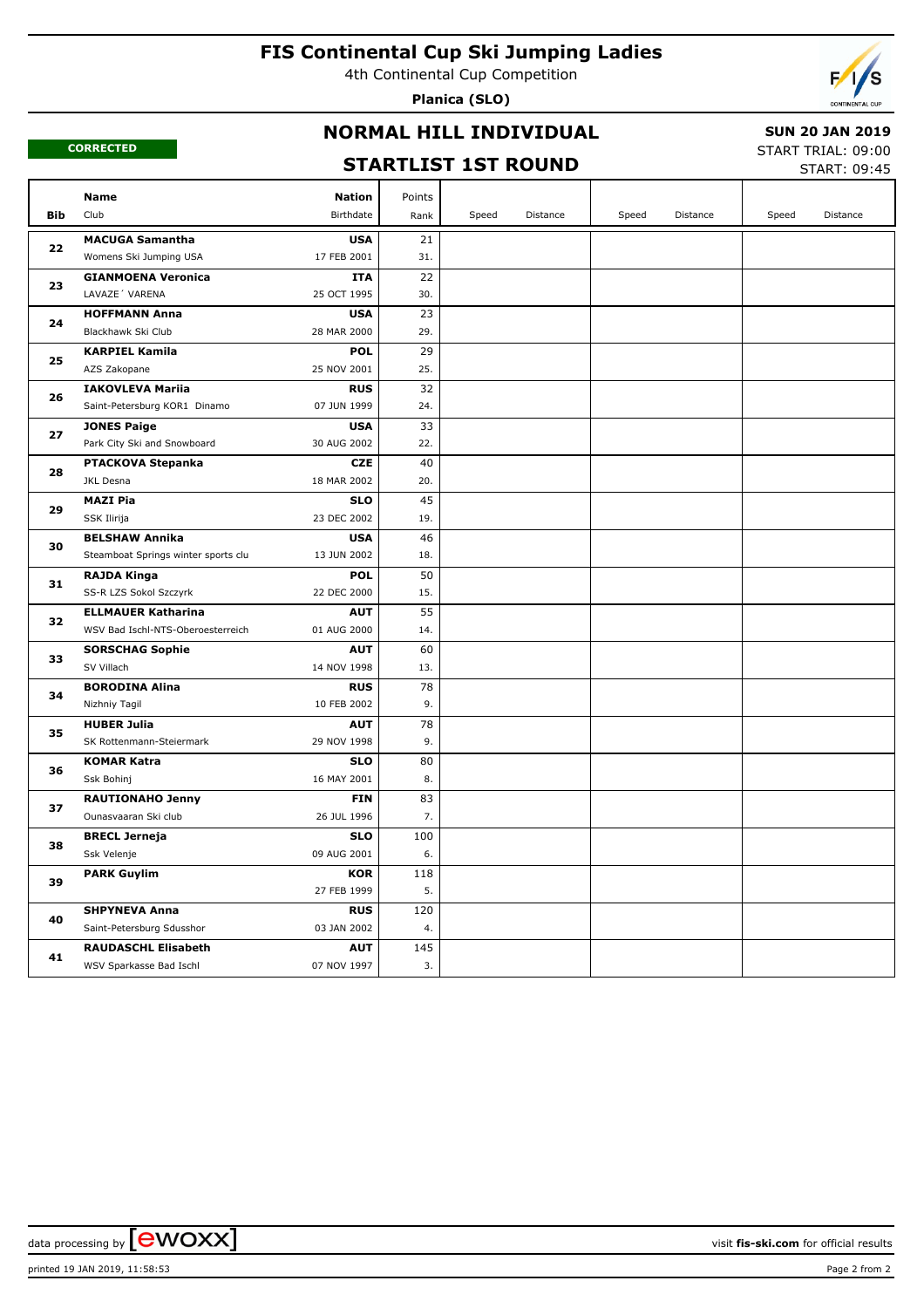# FIS Continental Cup Ski Jumping Ladies

4th Continental Cup Competition

**Planica (SLO)**

**CORRECTED**

## NORMAL HILL INDIVIDUAL

**SUN 20 JAN 2019**

START TRIAL: 09:00

## STARTLIST 1ST ROUND

START: 09:45

| Bib | Name / Club | Nation / Birthdate | Points / Rank | Speed | Distance | Speed | Distance | Speed | Distance |
|---|---|---|---|---|---|---|---|---|---|
| 22 | **MACUGA Samantha**<br>Womens Ski Jumping USA | **USA**<br>17 FEB 2001 | 21<br>31. | | | | | | |
| 23 | **GIANMOENA Veronica**<br>LAVAZE´ VARENA | **ITA**<br>25 OCT 1995 | 22<br>30. | | | | | | |
| 24 | **HOFFMANN Anna**<br>Blackhawk Ski Club | **USA**<br>28 MAR 2000 | 23<br>29. | | | | | | |
| 25 | **KARPIEL Kamila**<br>AZS Zakopane | **POL**<br>25 NOV 2001 | 29<br>25. | | | | | | |
| 26 | **IAKOVLEVA Mariia**<br>Saint-Petersburg KOR1 Dinamo | **RUS**<br>07 JUN 1999 | 32<br>24. | | | | | | |
| 27 | **JONES Paige**<br>Park City Ski and Snowboard | **USA**<br>30 AUG 2002 | 33<br>22. | | | | | | |
| 28 | **PTACKOVA Stepanka**<br>JKL Desna | **CZE**<br>18 MAR 2002 | 40<br>20. | | | | | | |
| 29 | **MAZI Pia**<br>SSK Ilirija | **SLO**<br>23 DEC 2002 | 45<br>19. | | | | | | |
| 30 | **BELSHAW Annika**<br>Steamboat Springs winter sports clu | **USA**<br>13 JUN 2002 | 46<br>18. | | | | | | |
| 31 | **RAJDA Kinga**<br>SS-R LZS Sokol Szczyrk | **POL**<br>22 DEC 2000 | 50<br>15. | | | | | | |
| 32 | **ELLMAUER Katharina**<br>WSV Bad Ischl-NTS-Oberoesterreich | **AUT**<br>01 AUG 2000 | 55<br>14. | | | | | | |
| 33 | **SORSCHAG Sophie**<br>SV Villach | **AUT**<br>14 NOV 1998 | 60<br>13. | | | | | | |
| 34 | **BORODINA Alina**<br>Nizhniy Tagil | **RUS**<br>10 FEB 2002 | 78<br>9. | | | | | | |
| 35 | **HUBER Julia**<br>SK Rottenmann-Steiermark | **AUT**<br>29 NOV 1998 | 78<br>9. | | | | | | |
| 36 | **KOMAR Katra**<br>Ssk Bohinj | **SLO**<br>16 MAY 2001 | 80<br>8. | | | | | | |
| 37 | **RAUTIONAHO Jenny**<br>Ounasvaaran Ski club | **FIN**<br>26 JUL 1996 | 83<br>7. | | | | | | |
| 38 | **BRECL Jerneja**<br>Ssk Velenje | **SLO**<br>09 AUG 2001 | 100<br>6. | | | | | | |
| 39 | **PARK Guylim** | **KOR**<br>27 FEB 1999 | 118<br>5. | | | | | | |
| 40 | **SHPYNEVA Anna**<br>Saint-Petersburg Sdusshor | **RUS**<br>03 JAN 2002 | 120<br>4. | | | | | | |
| 41 | **RAUDASCHL Elisabeth**<br>WSV Sparkasse Bad Ischl | **AUT**<br>07 NOV 1997 | 145<br>3. | | | | | | |

data processing by ewoxx — visit **fis-ski.com** for official results

printed 19 JAN 2019, 11:58:53